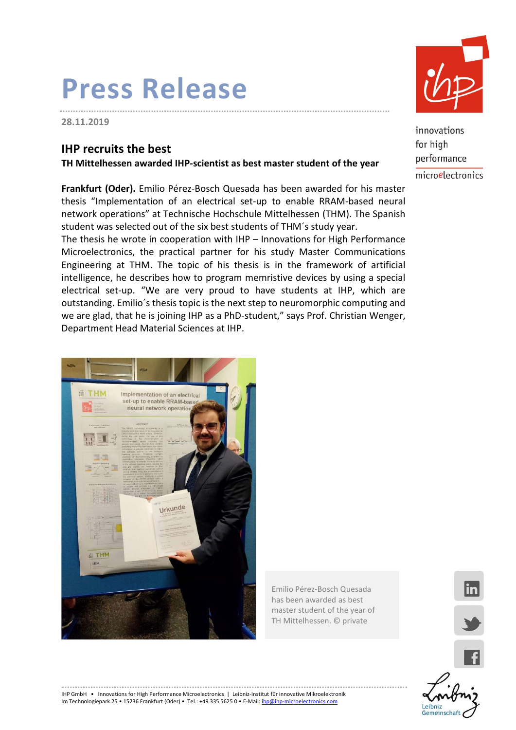# Press Release

28.11.2019

## IHP recruits the best

**TH Mittelhessen awarded IHP-scientist as best master student of the year**

**Frankfurt (Oder).** Emilio Pérez-Bosch Quesada has been awarded for his master thesis "Implementation of an electrical set-up to enable RRAM-based neural network operations" at Technische Hochschule Mittelhessen (THM). The Spanish student was selected out of the six best students of THM´s study year.

The thesis he wrote in cooperation with IHP – Innovations for High Performance Microelectronics, the practical partner for his study Master Communications Engineering at THM. The topic of his thesis is in the framework of artificial intelligence, he describes how to program memristive devices by using a special electrical set-up. "We are very proud to have students at IHP, which are outstanding. Emilio´s thesis topic is the next step to neuromorphic computing and we are glad, that he is joining IHP as a PhD-student," says Prof. Christian Wenger, Department Head Material Sciences at IHP.

Emilio Pérez-Bosch Quesada has been awarded as best master student of the year of TH Mittelhessen. © private

IHP GmbH • Innovations for High Performance Microelectronics | Leibniz-Institut für innovative Mikroelektronik
Im Technologiepark 25 • 15236 Frankfurt (Oder) • Tel.: +49 335 5625 0 • E-Mail: ihp@ihp-microelectronics.com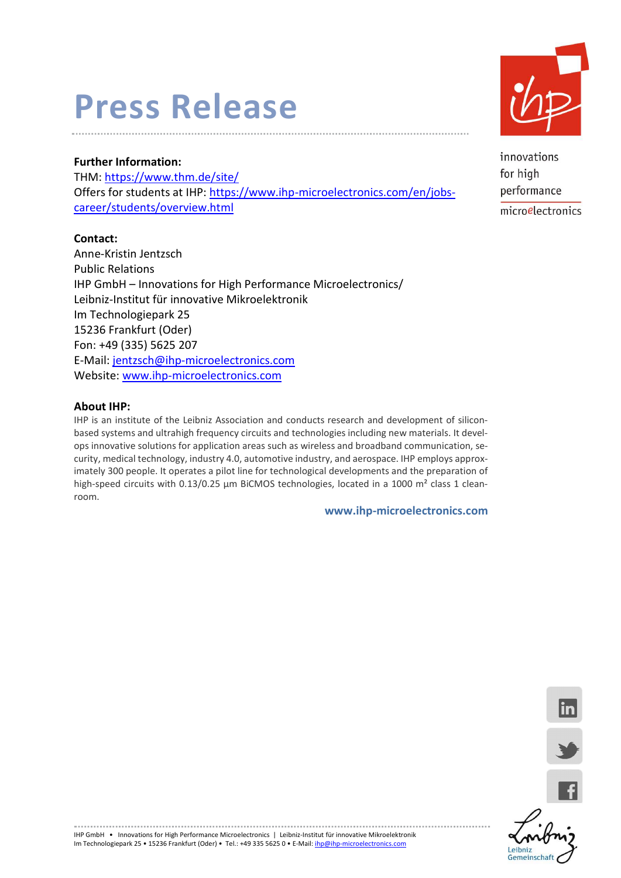# Press Release

**Further Information:**
THM: https://www.thm.de/site/
Offers for students at IHP: https://www.ihp-microelectronics.com/en/jobs-career/students/overview.html

**Contact:**
Anne-Kristin Jentzsch
Public Relations
IHP GmbH – Innovations for High Performance Microelectronics/
Leibniz-Institut für innovative Mikroelektronik
Im Technologiepark 25
15236 Frankfurt (Oder)
Fon: +49 (335) 5625 207
E-Mail: jentzsch@ihp-microelectronics.com
Website: www.ihp-microelectronics.com

**About IHP:**
IHP is an institute of the Leibniz Association and conducts research and development of silicon-based systems and ultrahigh frequency circuits and technologies including new materials. It develops innovative solutions for application areas such as wireless and broadband communication, security, medical technology, industry 4.0, automotive industry, and aerospace. IHP employs approximately 300 people. It operates a pilot line for technological developments and the preparation of high-speed circuits with 0.13/0.25 µm BiCMOS technologies, located in a 1000 m² class 1 cleanroom.

**www.ihp-microelectronics.com**

IHP GmbH • Innovations for High Performance Microelectronics | Leibniz-Institut für innovative Mikroelektronik
Im Technologiepark 25 • 15236 Frankfurt (Oder) • Tel.: +49 335 5625 0 • E-Mail: ihp@ihp-microelectronics.com